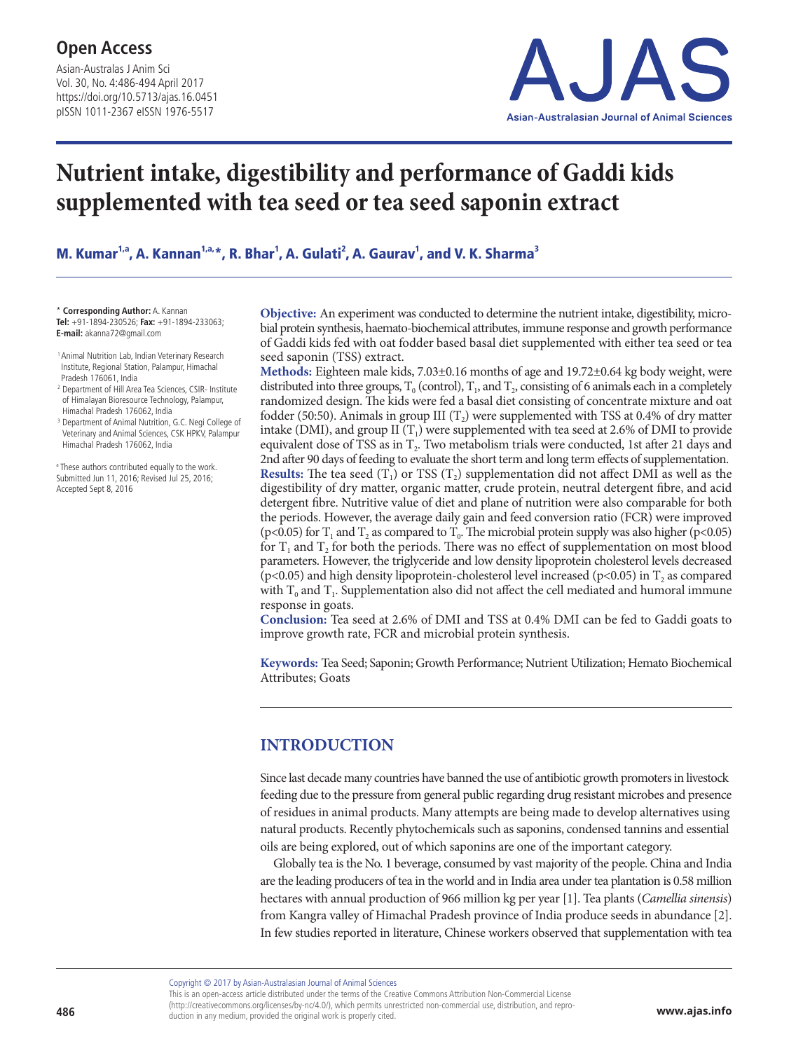# Nutrient intake, digestibility and performance of Gaddi kids supplemented with tea seed or tea seed saponin extract

**M. Kumar[1,a], A. Kannan[1,a,*], R. Bhar[1], A. Gulati[2], A. Gaurav[1], and V. K. Sharma[3]**

\* **Corresponding Author:** A. Kannan
**Tel:** +91-1894-230526; **Fax:** +91-1894-233063;
**E-mail:** akanna72@gmail.com

[1] Animal Nutrition Lab, Indian Veterinary Research Institute, Regional Station, Palampur, Himachal Pradesh 176061, India
[2] Department of Hill Area Tea Sciences, CSIR- Institute of Himalayan Bioresource Technology, Palampur, Himachal Pradesh 176062, India
[3] Department of Animal Nutrition, G.C. Negi College of Veterinary and Animal Sciences, CSK HPKV, Palampur Himachal Pradesh 176062, India

[a] These authors contributed equally to the work.
Submitted Jun 11, 2016; Revised Jul 25, 2016; Accepted Sept 8, 2016

**Objective:** An experiment was conducted to determine the nutrient intake, digestibility, microbial protein synthesis, haemato-biochemical attributes, immune response and growth performance of Gaddi kids fed with oat fodder based basal diet supplemented with either tea seed or tea seed saponin (TSS) extract.

**Methods:** Eighteen male kids, 7.03±0.16 months of age and 19.72±0.64 kg body weight, were distributed into three groups, $T_0$ (control), $T_1$, and $T_2$, consisting of 6 animals each in a completely randomized design. The kids were fed a basal diet consisting of concentrate mixture and oat fodder (50:50). Animals in group III ($T_2$) were supplemented with TSS at 0.4% of dry matter intake (DMI), and group II ($T_1$) were supplemented with tea seed at 2.6% of DMI to provide equivalent dose of TSS as in $T_2$. Two metabolism trials were conducted, 1st after 21 days and 2nd after 90 days of feeding to evaluate the short term and long term effects of supplementation.

**Results:** The tea seed ($T_1$) or TSS ($T_2$) supplementation did not affect DMI as well as the digestibility of dry matter, organic matter, crude protein, neutral detergent fibre, and acid detergent fibre. Nutritive value of diet and plane of nutrition were also comparable for both the periods. However, the average daily gain and feed conversion ratio (FCR) were improved ($p<0.05$) for $T_1$ and $T_2$ as compared to $T_0$. The microbial protein supply was also higher ($p<0.05$) for $T_1$ and $T_2$ for both the periods. There was no effect of supplementation on most blood parameters. However, the triglyceride and low density lipoprotein cholesterol levels decreased ($p<0.05$) and high density lipoprotein-cholesterol level increased ($p<0.05$) in $T_2$ as compared with $T_0$ and $T_1$. Supplementation also did not affect the cell mediated and humoral immune response in goats.

**Conclusion:** Tea seed at 2.6% of DMI and TSS at 0.4% DMI can be fed to Gaddi goats to improve growth rate, FCR and microbial protein synthesis.

**Keywords:** Tea Seed; Saponin; Growth Performance; Nutrient Utilization; Hemato Biochemical Attributes; Goats

## INTRODUCTION

Since last decade many countries have banned the use of antibiotic growth promoters in livestock feeding due to the pressure from general public regarding drug resistant microbes and presence of residues in animal products. Many attempts are being made to develop alternatives using natural products. Recently phytochemicals such as saponins, condensed tannins and essential oils are being explored, out of which saponins are one of the important category.

Globally tea is the No. 1 beverage, consumed by vast majority of the people. China and India are the leading producers of tea in the world and in India area under tea plantation is 0.58 million hectares with annual production of 966 million kg per year [1]. Tea plants (*Camellia sinensis*) from Kangra valley of Himachal Pradesh province of India produce seeds in abundance [2]. In few studies reported in literature, Chinese workers observed that supplementation with tea

Copyright © 2017 by Asian-Australasian Journal of Animal Sciences
This is an open-access article distributed under the terms of the Creative Commons Attribution Non-Commercial License (http://creativecommons.org/licenses/by-nc/4.0/), which permits unrestricted non-commercial use, distribution, and reproduction in any medium, provided the original work is properly cited.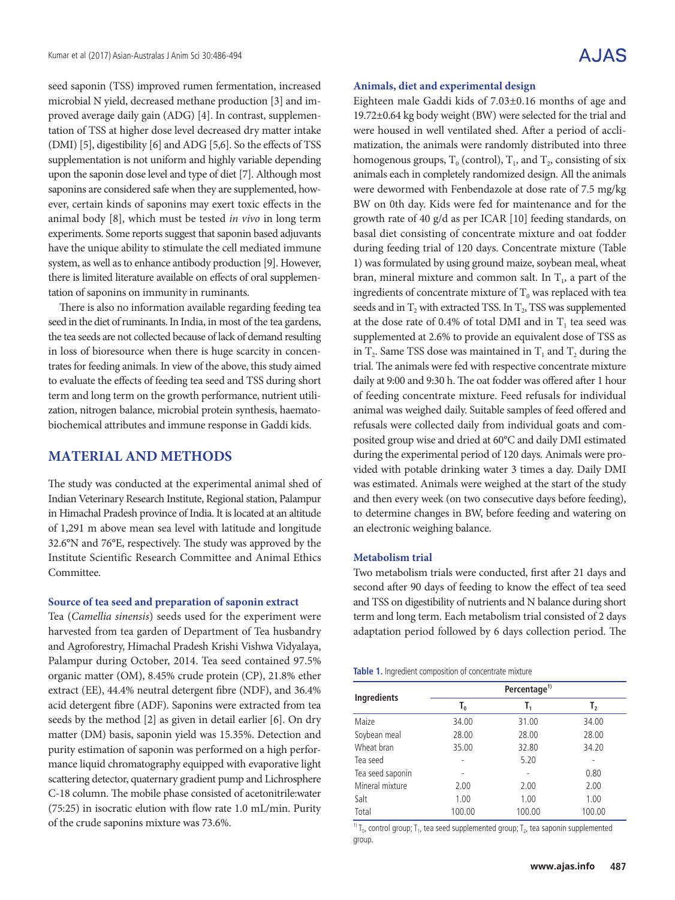seed saponin (TSS) improved rumen fermentation, increased microbial N yield, decreased methane production [3] and improved average daily gain (ADG) [4]. In contrast, supplementation of TSS at higher dose level decreased dry matter intake (DMI) [5], digestibility [6] and ADG [5,6]. So the effects of TSS supplementation is not uniform and highly variable depending upon the saponin dose level and type of diet [7]. Although most saponins are considered safe when they are supplemented, however, certain kinds of saponins may exert toxic effects in the animal body [8], which must be tested *in vivo* in long term experiments. Some reports suggest that saponin based adjuvants have the unique ability to stimulate the cell mediated immune system, as well as to enhance antibody production [9]. However, there is limited literature available on effects of oral supplementation of saponins on immunity in ruminants.

There is also no information available regarding feeding tea seed in the diet of ruminants. In India, in most of the tea gardens, the tea seeds are not collected because of lack of demand resulting in loss of bioresource when there is huge scarcity in concentrates for feeding animals. In view of the above, this study aimed to evaluate the effects of feeding tea seed and TSS during short term and long term on the growth performance, nutrient utilization, nitrogen balance, microbial protein synthesis, haemato-biochemical attributes and immune response in Gaddi kids.

## MATERIAL AND METHODS

The study was conducted at the experimental animal shed of Indian Veterinary Research Institute, Regional station, Palampur in Himachal Pradesh province of India. It is located at an altitude of 1,291 m above mean sea level with latitude and longitude 32.6°N and 76°E, respectively. The study was approved by the Institute Scientific Research Committee and Animal Ethics Committee.

### Source of tea seed and preparation of saponin extract

Tea (*Camellia sinensis*) seeds used for the experiment were harvested from tea garden of Department of Tea husbandry and Agroforestry, Himachal Pradesh Krishi Vishwa Vidyalaya, Palampur during October, 2014. Tea seed contained 97.5% organic matter (OM), 8.45% crude protein (CP), 21.8% ether extract (EE), 44.4% neutral detergent fibre (NDF), and 36.4% acid detergent fibre (ADF). Saponins were extracted from tea seeds by the method [2] as given in detail earlier [6]. On dry matter (DM) basis, saponin yield was 15.35%. Detection and purity estimation of saponin was performed on a high performance liquid chromatography equipped with evaporative light scattering detector, quaternary gradient pump and Lichrosphere C-18 column. The mobile phase consisted of acetonitrile:water (75:25) in isocratic elution with flow rate 1.0 mL/min. Purity of the crude saponins mixture was 73.6%.

### Animals, diet and experimental design

Eighteen male Gaddi kids of 7.03±0.16 months of age and 19.72±0.64 kg body weight (BW) were selected for the trial and were housed in well ventilated shed. After a period of acclimatization, the animals were randomly distributed into three homogenous groups, $T_0$ (control), $T_1$, and $T_2$, consisting of six animals each in completely randomized design. All the animals were dewormed with Fenbendazole at dose rate of 7.5 mg/kg BW on 0th day. Kids were fed for maintenance and for the growth rate of 40 g/d as per ICAR [10] feeding standards, on basal diet consisting of concentrate mixture and oat fodder during feeding trial of 120 days. Concentrate mixture (Table 1) was formulated by using ground maize, soybean meal, wheat bran, mineral mixture and common salt. In $T_1$, a part of the ingredients of concentrate mixture of $T_0$ was replaced with tea seeds and in $T_2$ with extracted TSS. In $T_2$, TSS was supplemented at the dose rate of 0.4% of total DMI and in $T_1$ tea seed was supplemented at 2.6% to provide an equivalent dose of TSS as in $T_2$. Same TSS dose was maintained in $T_1$ and $T_2$ during the trial. The animals were fed with respective concentrate mixture daily at 9:00 and 9:30 h. The oat fodder was offered after 1 hour of feeding concentrate mixture. Feed refusals for individual animal was weighed daily. Suitable samples of feed offered and refusals were collected daily from individual goats and composited group wise and dried at 60°C and daily DMI estimated during the experimental period of 120 days. Animals were provided with potable drinking water 3 times a day. Daily DMI was estimated. Animals were weighed at the start of the study and then every week (on two consecutive days before feeding), to determine changes in BW, before feeding and watering on an electronic weighing balance.

### Metabolism trial

Two metabolism trials were conducted, first after 21 days and second after 90 days of feeding to know the effect of tea seed and TSS on digestibility of nutrients and N balance during short term and long term. Each metabolism trial consisted of 2 days adaptation period followed by 6 days collection period. The

**Table 1.** Ingredient composition of concentrate mixture

| Ingredients | Percentage[1] | | |
|---|---|---|---|
| | $T_0$ | $T_1$ | $T_2$ |
| Maize | 34.00 | 31.00 | 34.00 |
| Soybean meal | 28.00 | 28.00 | 28.00 |
| Wheat bran | 35.00 | 32.80 | 34.20 |
| Tea seed | - | 5.20 | - |
| Tea seed saponin | - | - | 0.80 |
| Mineral mixture | 2.00 | 2.00 | 2.00 |
| Salt | 1.00 | 1.00 | 1.00 |
| Total | 100.00 | 100.00 | 100.00 |

[1] $T_0$, control group; $T_1$, tea seed supplemented group; $T_2$, tea saponin supplemented group.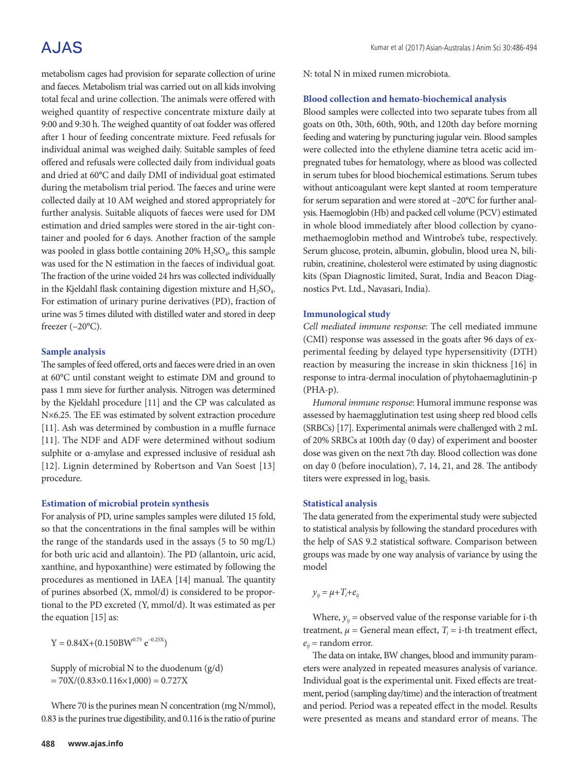metabolism cages had provision for separate collection of urine and faeces. Metabolism trial was carried out on all kids involving total fecal and urine collection. The animals were offered with weighed quantity of respective concentrate mixture daily at 9:00 and 9:30 h. The weighed quantity of oat fodder was offered after 1 hour of feeding concentrate mixture. Feed refusals for individual animal was weighed daily. Suitable samples of feed offered and refusals were collected daily from individual goats and dried at 60°C and daily DMI of individual goat estimated during the metabolism trial period. The faeces and urine were collected daily at 10 AM weighed and stored appropriately for further analysis. Suitable aliquots of faeces were used for DM estimation and dried samples were stored in the air-tight container and pooled for 6 days. Another fraction of the sample was pooled in glass bottle containing 20% $H_2SO_4$, this sample was used for the N estimation in the faeces of individual goat. The fraction of the urine voided 24 hrs was collected individually in the Kjeldahl flask containing digestion mixture and $H_2SO_4$. For estimation of urinary purine derivatives (PD), fraction of urine was 5 times diluted with distilled water and stored in deep freezer (–20°C).

### Sample analysis

The samples of feed offered, orts and faeces were dried in an oven at 60°C until constant weight to estimate DM and ground to pass 1 mm sieve for further analysis. Nitrogen was determined by the Kjeldahl procedure [11] and the CP was calculated as N×6.25. The EE was estimated by solvent extraction procedure [11]. Ash was determined by combustion in a muffle furnace [11]. The NDF and ADF were determined without sodium sulphite or α-amylase and expressed inclusive of residual ash [12]. Lignin determined by Robertson and Van Soest [13] procedure.

### Estimation of microbial protein synthesis

For analysis of PD, urine samples samples were diluted 15 fold, so that the concentrations in the final samples will be within the range of the standards used in the assays (5 to 50 mg/L) for both uric acid and allantoin). The PD (allantoin, uric acid, xanthine, and hypoxanthine) were estimated by following the procedures as mentioned in IAEA [14] manual. The quantity of purines absorbed (X, mmol/d) is considered to be proportional to the PD excreted (Y, mmol/d). It was estimated as per the equation [15] as:

$$Y = 0.84X+(0.150BW^{0.75}\ e^{-0.25X})$$

Supply of microbial N to the duodenum (g/d)

$$= 70X/(0.83\times0.116\times1{,}000) = 0.727X$$

Where 70 is the purines mean N concentration (mg N/mmol), 0.83 is the purines true digestibility, and 0.116 is the ratio of purine N: total N in mixed rumen microbiota.

### Blood collection and hemato-biochemical analysis

Blood samples were collected into two separate tubes from all goats on 0th, 30th, 60th, 90th, and 120th day before morning feeding and watering by puncturing jugular vein. Blood samples were collected into the ethylene diamine tetra acetic acid impregnated tubes for hematology, where as blood was collected in serum tubes for blood biochemical estimations. Serum tubes without anticoagulant were kept slanted at room temperature for serum separation and were stored at –20°C for further analysis. Haemoglobin (Hb) and packed cell volume (PCV) estimated in whole blood immediately after blood collection by cyanomethaemoglobin method and Wintrobe's tube, respectively. Serum glucose, protein, albumin, globulin, blood urea N, bilirubin, creatinine, cholesterol were estimated by using diagnostic kits (Span Diagnostic limited, Surat, India and Beacon Diagnostics Pvt. Ltd., Navasari, India).

### Immunological study

*Cell mediated immune response*: The cell mediated immune (CMI) response was assessed in the goats after 96 days of experimental feeding by delayed type hypersensitivity (DTH) reaction by measuring the increase in skin thickness [16] in response to intra-dermal inoculation of phytohaemaglutinin-p (PHA-p).

*Humoral immune response*: Humoral immune response was assessed by haemagglutination test using sheep red blood cells (SRBCs) [17]. Experimental animals were challenged with 2 mL of 20% SRBCs at 100th day (0 day) of experiment and booster dose was given on the next 7th day. Blood collection was done on day 0 (before inoculation), 7, 14, 21, and 28. The antibody titers were expressed in $\log_2$ basis.

### Statistical analysis

The data generated from the experimental study were subjected to statistical analysis by following the standard procedures with the help of SAS 9.2 statistical software. Comparison between groups was made by one way analysis of variance by using the model

$$y_{ij} = \mu+T_i+e_{ij}$$

Where, $y_{ij}$ = observed value of the response variable for i-th treatment, $\mu$ = General mean effect, $T_i$ = i-th treatment effect, $e_{ij}$ = random error.

The data on intake, BW changes, blood and immunity parameters were analyzed in repeated measures analysis of variance. Individual goat is the experimental unit. Fixed effects are treatment, period (sampling day/time) and the interaction of treatment and period. Period was a repeated effect in the model. Results were presented as means and standard error of means. The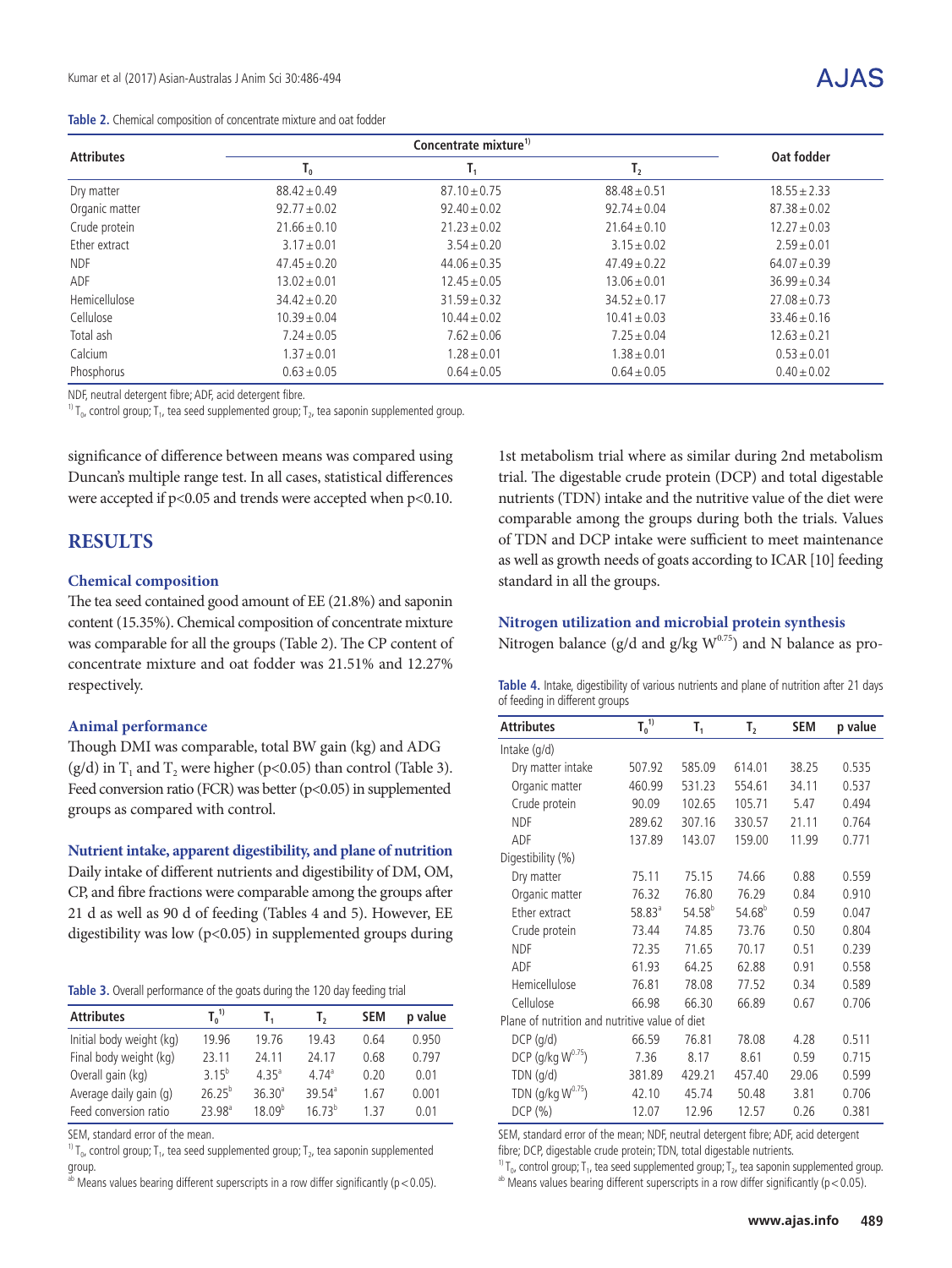**Table 2.** Chemical composition of concentrate mixture and oat fodder

| Attributes | Concentrate mixture[1) ] | | | Oat fodder |
|---|---|---|---|---|
| | $T_0$ | $T_1$ | $T_2$ | |
| Dry matter | 88.42 ± 0.49 | 87.10 ± 0.75 | 88.48 ± 0.51 | 18.55 ± 2.33 |
| Organic matter | 92.77 ± 0.02 | 92.40 ± 0.02 | 92.74 ± 0.04 | 87.38 ± 0.02 |
| Crude protein | 21.66 ± 0.10 | 21.23 ± 0.02 | 21.64 ± 0.10 | 12.27 ± 0.03 |
| Ether extract | 3.17 ± 0.01 | 3.54 ± 0.20 | 3.15 ± 0.02 | 2.59 ± 0.01 |
| NDF | 47.45 ± 0.20 | 44.06 ± 0.35 | 47.49 ± 0.22 | 64.07 ± 0.39 |
| ADF | 13.02 ± 0.01 | 12.45 ± 0.05 | 13.06 ± 0.01 | 36.99 ± 0.34 |
| Hemicellulose | 34.42 ± 0.20 | 31.59 ± 0.32 | 34.52 ± 0.17 | 27.08 ± 0.73 |
| Cellulose | 10.39 ± 0.04 | 10.44 ± 0.02 | 10.41 ± 0.03 | 33.46 ± 0.16 |
| Total ash | 7.24 ± 0.05 | 7.62 ± 0.06 | 7.25 ± 0.04 | 12.63 ± 0.21 |
| Calcium | 1.37 ± 0.01 | 1.28 ± 0.01 | 1.38 ± 0.01 | 0.53 ± 0.01 |
| Phosphorus | 0.63 ± 0.05 | 0.64 ± 0.05 | 0.64 ± 0.05 | 0.40 ± 0.02 |

NDF, neutral detergent fibre; ADF, acid detergent fibre.

[1)] $T_0$, control group; $T_1$, tea seed supplemented group; $T_2$, tea saponin supplemented group.

significance of difference between means was compared using Duncan's multiple range test. In all cases, statistical differences were accepted if $p<0.05$ and trends were accepted when $p<0.10$.

## RESULTS

### Chemical composition

The tea seed contained good amount of EE (21.8%) and saponin content (15.35%). Chemical composition of concentrate mixture was comparable for all the groups (Table 2). The CP content of concentrate mixture and oat fodder was 21.51% and 12.27% respectively.

### Animal performance

Though DMI was comparable, total BW gain (kg) and ADG (g/d) in $T_1$ and $T_2$ were higher ($p<0.05$) than control (Table 3). Feed conversion ratio (FCR) was better ($p<0.05$) in supplemented groups as compared with control.

### Nutrient intake, apparent digestibility, and plane of nutrition

Daily intake of different nutrients and digestibility of DM, OM, CP, and fibre fractions were comparable among the groups after 21 d as well as 90 d of feeding (Tables 4 and 5). However, EE digestibility was low ($p<0.05$) in supplemented groups during 1st metabolism trial where as similar during 2nd metabolism trial. The digestable crude protein (DCP) and total digestable nutrients (TDN) intake and the nutritive value of the diet were comparable among the groups during both the trials. Values of TDN and DCP intake were sufficient to meet maintenance as well as growth needs of goats according to ICAR [10] feeding standard in all the groups.

**Table 3.** Overall performance of the goats during the 120 day feeding trial

| Attributes | $T_0$[1)] | $T_1$ | $T_2$ | SEM | p value |
|---|---|---|---|---|---|
| Initial body weight (kg) | 19.96 | 19.76 | 19.43 | 0.64 | 0.950 |
| Final body weight (kg) | 23.11 | 24.11 | 24.17 | 0.68 | 0.797 |
| Overall gain (kg) | 3.15[b] | 4.35[a] | 4.74[a] | 0.20 | 0.01 |
| Average daily gain (g) | 26.25[b] | 36.30[a] | 39.54[a] | 1.67 | 0.001 |
| Feed conversion ratio | 23.98[a] | 18.09[b] | 16.73[b] | 1.37 | 0.01 |

SEM, standard error of the mean.

[1)] $T_0$, control group; $T_1$, tea seed supplemented group; $T_2$, tea saponin supplemented group.

[ab] Means values bearing different superscripts in a row differ significantly ($p<0.05$).

### Nitrogen utilization and microbial protein synthesis

Nitrogen balance (g/d and g/kg $W^{0.75}$) and N balance as pro-

**Table 4.** Intake, digestibility of various nutrients and plane of nutrition after 21 days of feeding in different groups

| Attributes | $T_0$[1)] | $T_1$ | $T_2$ | SEM | p value |
|---|---|---|---|---|---|
| Intake (g/d) | | | | | |
| Dry matter intake | 507.92 | 585.09 | 614.01 | 38.25 | 0.535 |
| Organic matter | 460.99 | 531.23 | 554.61 | 34.11 | 0.537 |
| Crude protein | 90.09 | 102.65 | 105.71 | 5.47 | 0.494 |
| NDF | 289.62 | 307.16 | 330.57 | 21.11 | 0.764 |
| ADF | 137.89 | 143.07 | 159.00 | 11.99 | 0.771 |
| Digestibility (%) | | | | | |
| Dry matter | 75.11 | 75.15 | 74.66 | 0.88 | 0.559 |
| Organic matter | 76.32 | 76.80 | 76.29 | 0.84 | 0.910 |
| Ether extract | 58.83[a] | 54.58[b] | 54.68[b] | 0.59 | 0.047 |
| Crude protein | 73.44 | 74.85 | 73.76 | 0.50 | 0.804 |
| NDF | 72.35 | 71.65 | 70.17 | 0.51 | 0.239 |
| ADF | 61.93 | 64.25 | 62.88 | 0.91 | 0.558 |
| Hemicellulose | 76.81 | 78.08 | 77.52 | 0.34 | 0.589 |
| Cellulose | 66.98 | 66.30 | 66.89 | 0.67 | 0.706 |
| Plane of nutrition and nutritive value of diet | | | | | |
| DCP (g/d) | 66.59 | 76.81 | 78.08 | 4.28 | 0.511 |
| DCP (g/kg $W^{0.75}$) | 7.36 | 8.17 | 8.61 | 0.59 | 0.715 |
| TDN (g/d) | 381.89 | 429.21 | 457.40 | 29.06 | 0.599 |
| TDN (g/kg $W^{0.75}$) | 42.10 | 45.74 | 50.48 | 3.81 | 0.706 |
| DCP (%) | 12.07 | 12.96 | 12.57 | 0.26 | 0.381 |

SEM, standard error of the mean; NDF, neutral detergent fibre; ADF, acid detergent fibre; DCP, digestable crude protein; TDN, total digestible nutrients.

[1)] $T_0$, control group; $T_1$, tea seed supplemented group; $T_2$, tea saponin supplemented group.

[ab] Means values bearing different superscripts in a row differ significantly ($p<0.05$).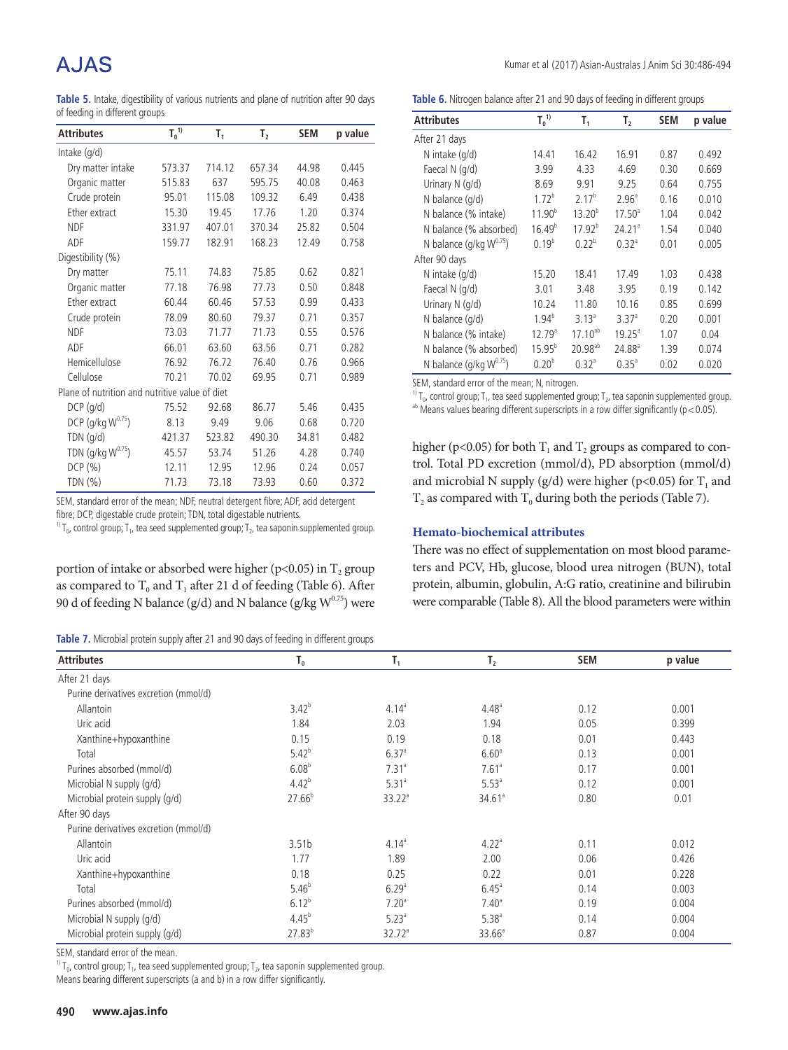**Table 5.** Intake, digestibility of various nutrients and plane of nutrition after 90 days of feeding in different groups

| Attributes | $T_0$[1)] | $T_1$ | $T_2$ | SEM | p value |
|---|---|---|---|---|---|
| Intake (g/d) | | | | | |
| Dry matter intake | 573.37 | 714.12 | 657.34 | 44.98 | 0.445 |
| Organic matter | 515.83 | 637 | 595.75 | 40.08 | 0.463 |
| Crude protein | 95.01 | 115.08 | 109.32 | 6.49 | 0.438 |
| Ether extract | 15.30 | 19.45 | 17.76 | 1.20 | 0.374 |
| NDF | 331.97 | 407.01 | 370.34 | 25.82 | 0.504 |
| ADF | 159.77 | 182.91 | 168.23 | 12.49 | 0.758 |
| Digestibility (%) | | | | | |
| Dry matter | 75.11 | 74.83 | 75.85 | 0.62 | 0.821 |
| Organic matter | 77.18 | 76.98 | 77.73 | 0.50 | 0.848 |
| Ether extract | 60.44 | 60.46 | 57.53 | 0.99 | 0.433 |
| Crude protein | 78.09 | 80.60 | 79.37 | 0.71 | 0.357 |
| NDF | 73.03 | 71.77 | 71.73 | 0.55 | 0.576 |
| ADF | 66.01 | 63.60 | 63.56 | 0.71 | 0.282 |
| Hemicellulose | 76.92 | 76.72 | 76.40 | 0.76 | 0.966 |
| Cellulose | 70.21 | 70.02 | 69.95 | 0.71 | 0.989 |
| Plane of nutrition and nutritive value of diet | | | | | |
| DCP (g/d) | 75.52 | 92.68 | 86.77 | 5.46 | 0.435 |
| DCP (g/kg $W^{0.75}$) | 8.13 | 9.49 | 9.06 | 0.68 | 0.720 |
| TDN (g/d) | 421.37 | 523.82 | 490.30 | 34.81 | 0.482 |
| TDN (g/kg $W^{0.75}$) | 45.57 | 53.74 | 51.26 | 4.28 | 0.740 |
| DCP (%) | 12.11 | 12.95 | 12.96 | 0.24 | 0.057 |
| TDN (%) | 71.73 | 73.18 | 73.93 | 0.60 | 0.372 |

SEM, standard error of the mean; NDF, neutral detergent fibre; ADF, acid detergent fibre; DCP, digestable crude protein; TDN, total digestable nutrients.
[1)] $T_0$, control group; $T_1$, tea seed supplemented group; $T_2$, tea saponin supplemented group.

**Table 6.** Nitrogen balance after 21 and 90 days of feeding in different groups

| Attributes | $T_0$[1)] | $T_1$ | $T_2$ | SEM | p value |
|---|---|---|---|---|---|
| After 21 days | | | | | |
| N intake (g/d) | 14.41 | 16.42 | 16.91 | 0.87 | 0.492 |
| Faecal N (g/d) | 3.99 | 4.33 | 4.69 | 0.30 | 0.669 |
| Urinary N (g/d) | 8.69 | 9.91 | 9.25 | 0.64 | 0.755 |
| N balance (g/d) | 1.72[b] | 2.17[b] | 2.96[a] | 0.16 | 0.010 |
| N balance (% intake) | 11.90[b] | 13.20[b] | 17.50[a] | 1.04 | 0.042 |
| N balance (% absorbed) | 16.49[b] | 17.92[b] | 24.21[a] | 1.54 | 0.040 |
| N balance (g/kg $W^{0.75}$) | 0.19[b] | 0.22[b] | 0.32[a] | 0.01 | 0.005 |
| After 90 days | | | | | |
| N intake (g/d) | 15.20 | 18.41 | 17.49 | 1.03 | 0.438 |
| Faecal N (g/d) | 3.01 | 3.48 | 3.95 | 0.19 | 0.142 |
| Urinary N (g/d) | 10.24 | 11.80 | 10.16 | 0.85 | 0.699 |
| N balance (g/d) | 1.94[b] | 3.13[a] | 3.37[a] | 0.20 | 0.001 |
| N balance (% intake) | 12.79[a] | 17.10[ab] | 19.25[a] | 1.07 | 0.04 |
| N balance (% absorbed) | 15.95[b] | 20.98[ab] | 24.88[a] | 1.39 | 0.074 |
| N balance (g/kg $W^{0.75}$) | 0.20[b] | 0.32[a] | 0.35[a] | 0.02 | 0.020 |

SEM, standard error of the mean; N, nitrogen.
[1)] $T_0$, control group; $T_1$, tea seed supplemented group; $T_2$, tea saponin supplemented group.
[ab] Means values bearing different superscripts in a row differ significantly ($p<0.05$).

portion of intake or absorbed were higher ($p<0.05$) in $T_2$ group as compared to $T_0$ and $T_1$ after 21 d of feeding (Table 6). After 90 d of feeding N balance (g/d) and N balance (g/kg $W^{0.75}$) were higher ($p<0.05$) for both $T_1$ and $T_2$ groups as compared to control. Total PD excretion (mmol/d), PD absorption (mmol/d) and microbial N supply (g/d) were higher ($p<0.05$) for $T_1$ and $T_2$ as compared with $T_0$ during both the periods (Table 7).

### Hemato-biochemical attributes

There was no effect of supplementation on most blood parameters and PCV, Hb, glucose, blood urea nitrogen (BUN), total protein, albumin, globulin, A:G ratio, creatinine and bilirubin were comparable (Table 8). All the blood parameters were within

**Table 7.** Microbial protein supply after 21 and 90 days of feeding in different groups

| Attributes | $T_0$ | $T_1$ | $T_2$ | SEM | p value |
|---|---|---|---|---|---|
| After 21 days | | | | | |
| Purine derivatives excretion (mmol/d) | | | | | |
| Allantoin | 3.42[b] | 4.14[a] | 4.48[a] | 0.12 | 0.001 |
| Uric acid | 1.84 | 2.03 | 1.94 | 0.05 | 0.399 |
| Xanthine+hypoxanthine | 0.15 | 0.19 | 0.18 | 0.01 | 0.443 |
| Total | 5.42[b] | 6.37[a] | 6.60[a] | 0.13 | 0.001 |
| Purines absorbed (mmol/d) | 6.08[b] | 7.31[a] | 7.61[a] | 0.17 | 0.001 |
| Microbial N supply (g/d) | 4.42[b] | 5.31[a] | 5.53[a] | 0.12 | 0.001 |
| Microbial protein supply (g/d) | 27.66[b] | 33.22[a] | 34.61[a] | 0.80 | 0.01 |
| After 90 days | | | | | |
| Purine derivatives excretion (mmol/d) | | | | | |
| Allantoin | 3.51b | 4.14[a] | 4.22[a] | 0.11 | 0.012 |
| Uric acid | 1.77 | 1.89 | 2.00 | 0.06 | 0.426 |
| Xanthine+hypoxanthine | 0.18 | 0.25 | 0.22 | 0.01 | 0.228 |
| Total | 5.46[b] | 6.29[a] | 6.45[a] | 0.14 | 0.003 |
| Purines absorbed (mmol/d) | 6.12[b] | 7.20[a] | 7.40[a] | 0.19 | 0.004 |
| Microbial N supply (g/d) | 4.45[b] | 5.23[a] | 5.38[a] | 0.14 | 0.004 |
| Microbial protein supply (g/d) | 27.83[b] | 32.72[a] | 33.66[a] | 0.87 | 0.004 |

SEM, standard error of the mean.
[1)] $T_0$, control group; $T_1$, tea seed supplemented group; $T_2$, tea saponin supplemented group.
Means bearing different superscripts (a and b) in a row differ significantly.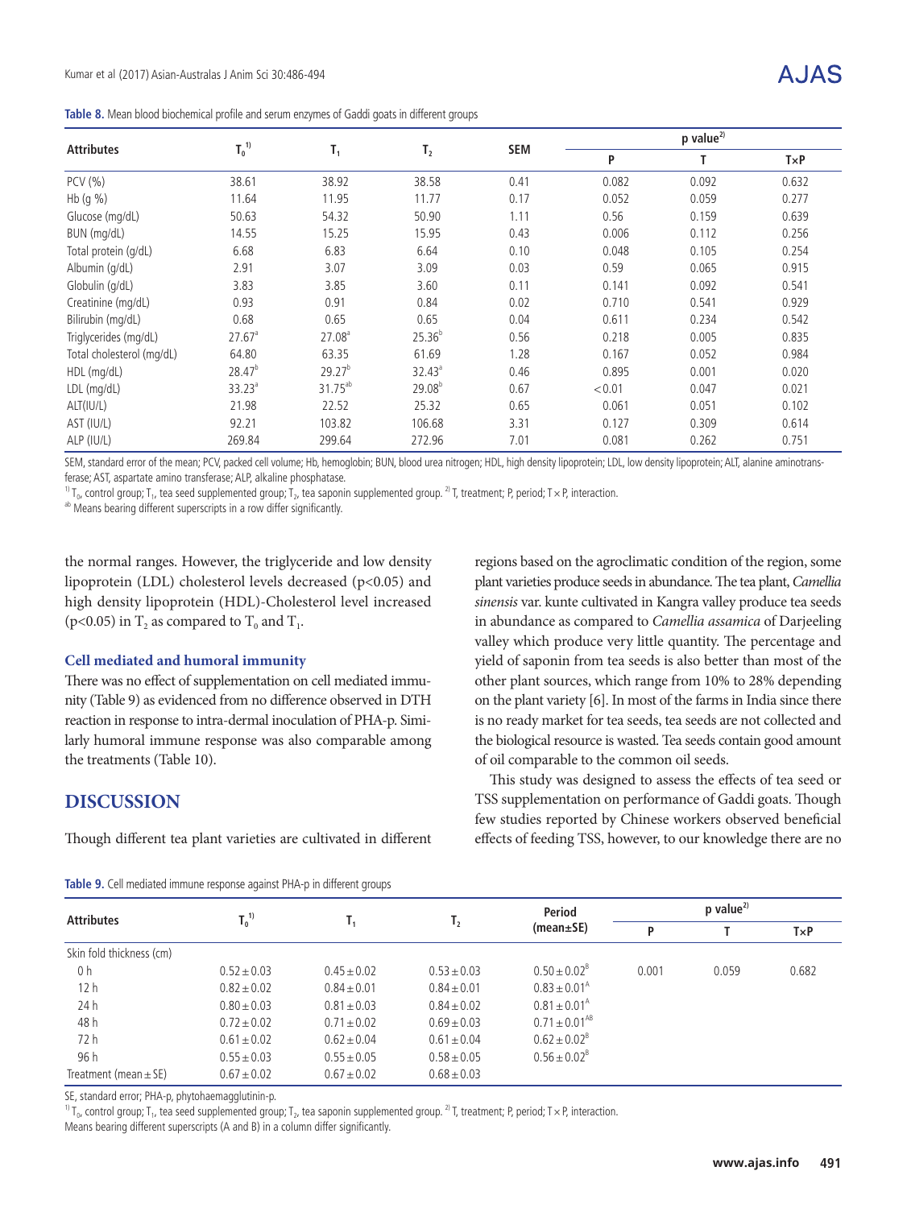**Table 8.** Mean blood biochemical profile and serum enzymes of Gaddi goats in different groups

| Attributes | $T_0$[1)] | $T_1$ | $T_2$ | SEM | p value[2)] | | |
|---|---|---|---|---|---|---|---|
| | | | | | P | T | T×P |
| PCV (%) | 38.61 | 38.92 | 38.58 | 0.41 | 0.082 | 0.092 | 0.632 |
| Hb (g %) | 11.64 | 11.95 | 11.77 | 0.17 | 0.052 | 0.059 | 0.277 |
| Glucose (mg/dL) | 50.63 | 54.32 | 50.90 | 1.11 | 0.56 | 0.159 | 0.639 |
| BUN (mg/dL) | 14.55 | 15.25 | 15.95 | 0.43 | 0.006 | 0.112 | 0.256 |
| Total protein (g/dL) | 6.68 | 6.83 | 6.64 | 0.10 | 0.048 | 0.105 | 0.254 |
| Albumin (g/dL) | 2.91 | 3.07 | 3.09 | 0.03 | 0.59 | 0.065 | 0.915 |
| Globulin (g/dL) | 3.83 | 3.85 | 3.60 | 0.11 | 0.141 | 0.092 | 0.541 |
| Creatinine (mg/dL) | 0.93 | 0.91 | 0.84 | 0.02 | 0.710 | 0.541 | 0.929 |
| Bilirubin (mg/dL) | 0.68 | 0.65 | 0.65 | 0.04 | 0.611 | 0.234 | 0.542 |
| Triglycerides (mg/dL) | $27.67^{a}$ | $27.08^{a}$ | $25.36^{b}$ | 0.56 | 0.218 | 0.005 | 0.835 |
| Total cholesterol (mg/dL) | 64.80 | 63.35 | 61.69 | 1.28 | 0.167 | 0.052 | 0.984 |
| HDL (mg/dL) | $28.47^{b}$ | $29.27^{b}$ | $32.43^{a}$ | 0.46 | 0.895 | 0.001 | 0.020 |
| LDL (mg/dL) | $33.23^{a}$ | $31.75^{ab}$ | $29.08^{b}$ | 0.67 | <0.01 | 0.047 | 0.021 |
| ALT(IU/L) | 21.98 | 22.52 | 25.32 | 0.65 | 0.061 | 0.051 | 0.102 |
| AST (IU/L) | 92.21 | 103.82 | 106.68 | 3.31 | 0.127 | 0.309 | 0.614 |
| ALP (IU/L) | 269.84 | 299.64 | 272.96 | 7.01 | 0.081 | 0.262 | 0.751 |

SEM, standard error of the mean; PCV, packed cell volume; Hb, hemoglobin; BUN, blood urea nitrogen; HDL, high density lipoprotein; LDL, low density lipoprotein; ALT, alanine aminotransferase; AST, aspartate amino transferase; ALP, alkaline phosphatase.

[1)] $T_0$, control group; $T_1$, tea seed supplemented group; $T_2$, tea saponin supplemented group. [2)] T, treatment; P, period; T × P, interaction.

[ab] Means bearing different superscripts in a row differ significantly.

the normal ranges. However, the triglyceride and low density lipoprotein (LDL) cholesterol levels decreased ($p<0.05$) and high density lipoprotein (HDL)-Cholesterol level increased ($p<0.05$) in $T_2$ as compared to $T_0$ and $T_1$.

### Cell mediated and humoral immunity

There was no effect of supplementation on cell mediated immunity (Table 9) as evidenced from no difference observed in DTH reaction in response to intra-dermal inoculation of PHA-p. Similarly humoral immune response was also comparable among the treatments (Table 10).

## DISCUSSION

Though different tea plant varieties are cultivated in different regions based on the agroclimatic condition of the region, some plant varieties produce seeds in abundance. The tea plant, *Camellia sinensis* var. kunte cultivated in Kangra valley produce tea seeds in abundance as compared to *Camellia assamica* of Darjeeling valley which produce very little quantity. The percentage and yield of saponin from tea seeds is also better than most of the other plant sources, which range from 10% to 28% depending on the plant variety [6]. In most of the farms in India since there is no ready market for tea seeds, tea seeds are not collected and the biological resource is wasted. Tea seeds contain good amount of oil comparable to the common oil seeds.

This study was designed to assess the effects of tea seed or TSS supplementation on performance of Gaddi goats. Though few studies reported by Chinese workers observed beneficial effects of feeding TSS, however, to our knowledge there are no

**Table 9.** Cell mediated immune response against PHA-p in different groups

| Attributes | $T_0$[1)] | $T_1$ | $T_2$ | Period (mean±SE) | p value[2)] | | |
|---|---|---|---|---|---|---|---|
| | | | | | P | T | T×P |
| Skin fold thickness (cm) | | | | | | | |
| 0 h | 0.52±0.03 | 0.45±0.02 | 0.53±0.03 | $0.50±0.02^{B}$ | 0.001 | 0.059 | 0.682 |
| 12 h | 0.82±0.02 | 0.84±0.01 | 0.84±0.01 | $0.83±0.01^{A}$ | | | |
| 24 h | 0.80±0.03 | 0.81±0.03 | 0.84±0.02 | $0.81±0.01^{A}$ | | | |
| 48 h | 0.72±0.02 | 0.71±0.02 | 0.69±0.03 | $0.71±0.01^{AB}$ | | | |
| 72 h | 0.61±0.02 | 0.62±0.04 | 0.61±0.04 | $0.62±0.02^{B}$ | | | |
| 96 h | 0.55±0.03 | 0.55±0.05 | 0.58±0.05 | $0.56±0.02^{B}$ | | | |
| Treatment (mean±SE) | 0.67±0.02 | 0.67±0.02 | 0.68±0.03 | | | | |

SE, standard error; PHA-p, phytohaemagglutinin-p.

[1)] $T_0$, control group; $T_1$, tea seed supplemented group; $T_2$, tea saponin supplemented group. [2)] T, treatment; P, period; T × P, interaction.

Means bearing different superscripts (A and B) in a column differ significantly.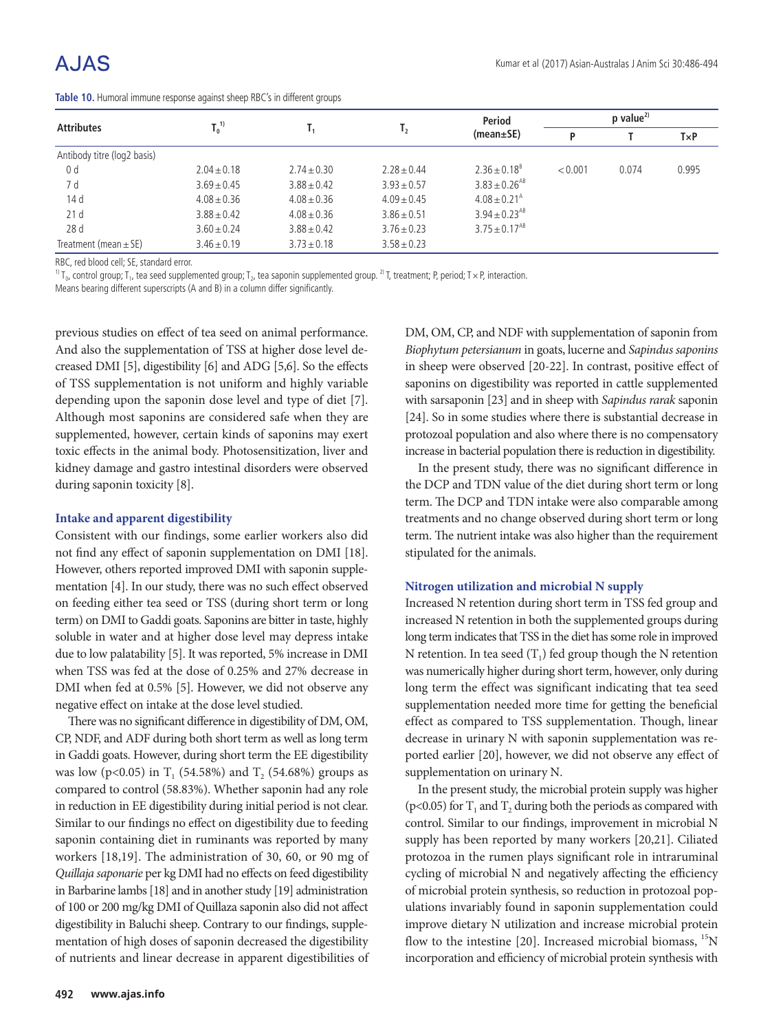**Table 10.** Humoral immune response against sheep RBC's in different groups

| Attributes | $T_0$[1)] | $T_1$ | $T_2$ | Period (mean±SE) | p value[2)] | | |
|---|---|---|---|---|---|---|---|
| | | | | | P | T | T×P |
| Antibody titre (log2 basis) | | | | | | | |
| 0 d | 2.04±0.18 | 2.74±0.30 | 2.28±0.44 | $2.36 \pm 0.18^{B}$ | <0.001 | 0.074 | 0.995 |
| 7 d | 3.69±0.45 | 3.88±0.42 | 3.93±0.57 | $3.83 \pm 0.26^{AB}$ | | | |
| 14 d | 4.08±0.36 | 4.08±0.36 | 4.09±0.45 | $4.08 \pm 0.21^{A}$ | | | |
| 21 d | 3.88±0.42 | 4.08±0.36 | 3.86±0.51 | $3.94 \pm 0.23^{AB}$ | | | |
| 28 d | 3.60±0.24 | 3.88±0.42 | 3.76±0.23 | $3.75 \pm 0.17^{AB}$ | | | |
| Treatment (mean±SE) | 3.46±0.19 | 3.73±0.18 | 3.58±0.23 | | | | |

RBC, red blood cell; SE, standard error.

[1)] $T_0$, control group; $T_1$, tea seed supplemented group; $T_2$, tea saponin supplemented group. [2)] T, treatment; P, period; T×P, interaction.

Means bearing different superscripts (A and B) in a column differ significantly.

previous studies on effect of tea seed on animal performance. And also the supplementation of TSS at higher dose level decreased DMI [5], digestibility [6] and ADG [5,6]. So the effects of TSS supplementation is not uniform and highly variable depending upon the saponin dose level and type of diet [7]. Although most saponins are considered safe when they are supplemented, however, certain kinds of saponins may exert toxic effects in the animal body. Photosensitization, liver and kidney damage and gastro intestinal disorders were observed during saponin toxicity [8].

### Intake and apparent digestibility

Consistent with our findings, some earlier workers also did not find any effect of saponin supplementation on DMI [18]. However, others reported improved DMI with saponin supplementation [4]. In our study, there was no such effect observed on feeding either tea seed or TSS (during short term or long term) on DMI to Gaddi goats. Saponins are bitter in taste, highly soluble in water and at higher dose level may depress intake due to low palatability [5]. It was reported, 5% increase in DMI when TSS was fed at the dose of 0.25% and 27% decrease in DMI when fed at 0.5% [5]. However, we did not observe any negative effect on intake at the dose level studied.

There was no significant difference in digestibility of DM, OM, CP, NDF, and ADF during both short term as well as long term in Gaddi goats. However, during short term the EE digestibility was low ($p<0.05$) in $T_1$ (54.58%) and $T_2$ (54.68%) groups as compared to control (58.83%). Whether saponin had any role in reduction in EE digestibility during initial period is not clear. Similar to our findings no effect on digestibility due to feeding saponin containing diet in ruminants was reported by many workers [18,19]. The administration of 30, 60, or 90 mg of *Quillaja saponarie* per kg DMI had no effects on feed digestibility in Barbarine lambs [18] and in another study [19] administration of 100 or 200 mg/kg DMI of Quillaza saponin also did not affect digestibility in Baluchi sheep. Contrary to our findings, supplementation of high doses of saponin decreased the digestibility of nutrients and linear decrease in apparent digestibilities of DM, OM, CP, and NDF with supplementation of saponin from *Biophytum petersianum* in goats, lucerne and *Sapindus saponins* in sheep were observed [20-22]. In contrast, positive effect of saponins on digestibility was reported in cattle supplemented with sarsaponin [23] and in sheep with *Sapindus rarak* saponin [24]. So in some studies where there is substantial decrease in protozoal population and also where there is no compensatory increase in bacterial population there is reduction in digestibility.

In the present study, there was no significant difference in the DCP and TDN value of the diet during short term or long term. The DCP and TDN intake were also comparable among treatments and no change observed during short term or long term. The nutrient intake was also higher than the requirement stipulated for the animals.

### Nitrogen utilization and microbial N supply

Increased N retention during short term in TSS fed group and increased N retention in both the supplemented groups during long term indicates that TSS in the diet has some role in improved N retention. In tea seed ($T_1$) fed group though the N retention was numerically higher during short term, however, only during long term the effect was significant indicating that tea seed supplementation needed more time for getting the beneficial effect as compared to TSS supplementation. Though, linear decrease in urinary N with saponin supplementation was reported earlier [20], however, we did not observe any effect of supplementation on urinary N.

In the present study, the microbial protein supply was higher ($p<0.05$) for $T_1$ and $T_2$ during both the periods as compared with control. Similar to our findings, improvement in microbial N supply has been reported by many workers [20,21]. Ciliated protozoa in the rumen plays significant role in intraruminal cycling of microbial N and negatively affecting the efficiency of microbial protein synthesis, so reduction in protozoal populations invariably found in saponin supplementation could improve dietary N utilization and increase microbial protein flow to the intestine [20]. Increased microbial biomass, $^{15}N$ incorporation and efficiency of microbial protein synthesis with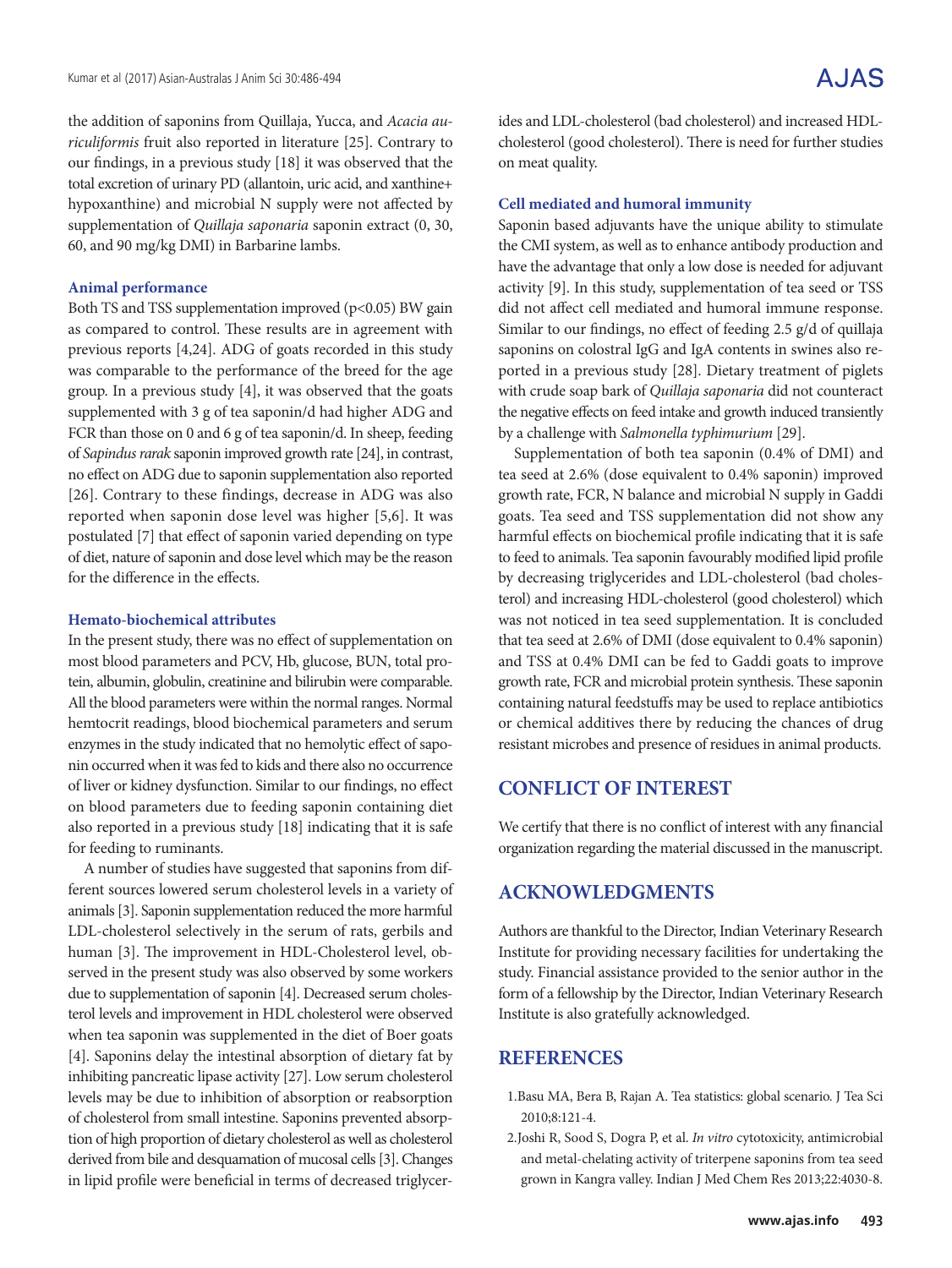the addition of saponins from Quillaja, Yucca, and *Acacia auriculiformis* fruit also reported in literature [25]. Contrary to our findings, in a previous study [18] it was observed that the total excretion of urinary PD (allantoin, uric acid, and xanthine+ hypoxanthine) and microbial N supply were not affected by supplementation of *Quillaja saponaria* saponin extract (0, 30, 60, and 90 mg/kg DMI) in Barbarine lambs.

### Animal performance

Both TS and TSS supplementation improved ($p<0.05$) BW gain as compared to control. These results are in agreement with previous reports [4,24]. ADG of goats recorded in this study was comparable to the performance of the breed for the age group. In a previous study [4], it was observed that the goats supplemented with 3 g of tea saponin/d had higher ADG and FCR than those on 0 and 6 g of tea saponin/d. In sheep, feeding of *Sapindus rarak* saponin improved growth rate [24], in contrast, no effect on ADG due to saponin supplementation also reported [26]. Contrary to these findings, decrease in ADG was also reported when saponin dose level was higher [5,6]. It was postulated [7] that effect of saponin varied depending on type of diet, nature of saponin and dose level which may be the reason for the difference in the effects.

### Hemato-biochemical attributes

In the present study, there was no effect of supplementation on most blood parameters and PCV, Hb, glucose, BUN, total protein, albumin, globulin, creatinine and bilirubin were comparable. All the blood parameters were within the normal ranges. Normal hemtocrit readings, blood biochemical parameters and serum enzymes in the study indicated that no hemolytic effect of saponin occurred when it was fed to kids and there also no occurrence of liver or kidney dysfunction. Similar to our findings, no effect on blood parameters due to feeding saponin containing diet also reported in a previous study [18] indicating that it is safe for feeding to ruminants.

A number of studies have suggested that saponins from different sources lowered serum cholesterol levels in a variety of animals [3]. Saponin supplementation reduced the more harmful LDL-cholesterol selectively in the serum of rats, gerbils and human [3]. The improvement in HDL-Cholesterol level, observed in the present study was also observed by some workers due to supplementation of saponin [4]. Decreased serum cholesterol levels and improvement in HDL cholesterol were observed when tea saponin was supplemented in the diet of Boer goats [4]. Saponins delay the intestinal absorption of dietary fat by inhibiting pancreatic lipase activity [27]. Low serum cholesterol levels may be due to inhibition of absorption or reabsorption of cholesterol from small intestine. Saponins prevented absorption of high proportion of dietary cholesterol as well as cholesterol derived from bile and desquamation of mucosal cells [3]. Changes in lipid profile were beneficial in terms of decreased triglycerides and LDL-cholesterol (bad cholesterol) and increased HDL-cholesterol (good cholesterol). There is need for further studies on meat quality.

### Cell mediated and humoral immunity

Saponin based adjuvants have the unique ability to stimulate the CMI system, as well as to enhance antibody production and have the advantage that only a low dose is needed for adjuvant activity [9]. In this study, supplementation of tea seed or TSS did not affect cell mediated and humoral immune response. Similar to our findings, no effect of feeding 2.5 g/d of quillaja saponins on colostral IgG and IgA contents in swines also reported in a previous study [28]. Dietary treatment of piglets with crude soap bark of *Quillaja saponaria* did not counteract the negative effects on feed intake and growth induced transiently by a challenge with *Salmonella typhimurium* [29].

Supplementation of both tea saponin (0.4% of DMI) and tea seed at 2.6% (dose equivalent to 0.4% saponin) improved growth rate, FCR, N balance and microbial N supply in Gaddi goats. Tea seed and TSS supplementation did not show any harmful effects on biochemical profile indicating that it is safe to feed to animals. Tea saponin favourably modified lipid profile by decreasing triglycerides and LDL-cholesterol (bad cholesterol) and increasing HDL-cholesterol (good cholesterol) which was not noticed in tea seed supplementation. It is concluded that tea seed at 2.6% of DMI (dose equivalent to 0.4% saponin) and TSS at 0.4% DMI can be fed to Gaddi goats to improve growth rate, FCR and microbial protein synthesis. These saponin containing natural feedstuffs may be used to replace antibiotics or chemical additives there by reducing the chances of drug resistant microbes and presence of residues in animal products.

## CONFLICT OF INTEREST

We certify that there is no conflict of interest with any financial organization regarding the material discussed in the manuscript.

## ACKNOWLEDGMENTS

Authors are thankful to the Director, Indian Veterinary Research Institute for providing necessary facilities for undertaking the study. Financial assistance provided to the senior author in the form of a fellowship by the Director, Indian Veterinary Research Institute is also gratefully acknowledged.

## REFERENCES

1. Basu MA, Bera B, Rajan A. Tea statistics: global scenario. J Tea Sci 2010;8:121-4.
2. Joshi R, Sood S, Dogra P, et al. *In vitro* cytotoxicity, antimicrobial and metal-chelating activity of triterpene saponins from tea seed grown in Kangra valley. Indian J Med Chem Res 2013;22:4030-8.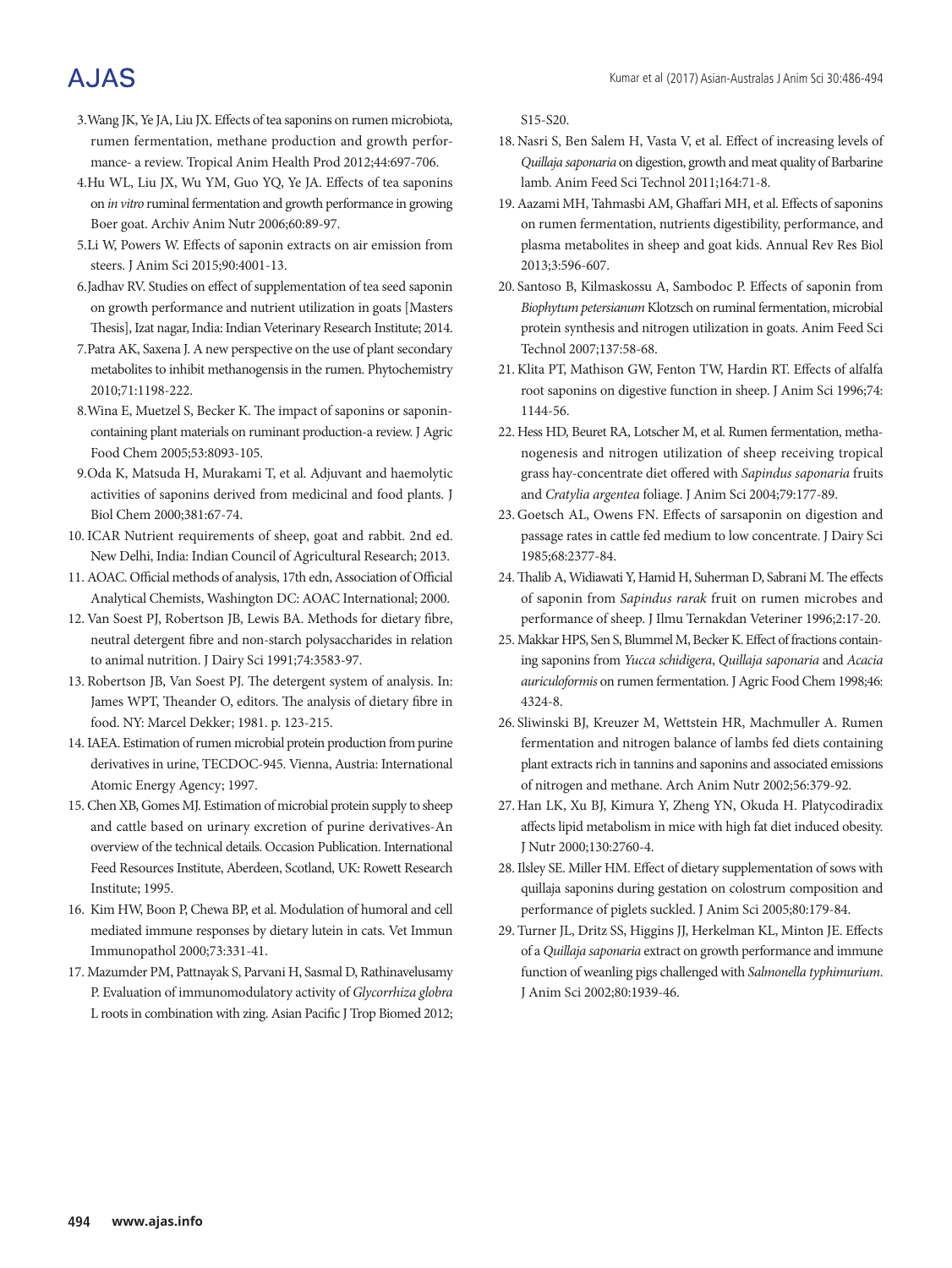3. Wang JK, Ye JA, Liu JX. Effects of tea saponins on rumen microbiota, rumen fermentation, methane production and growth performance- a review. Tropical Anim Health Prod 2012;44:697-706.
4. Hu WL, Liu JX, Wu YM, Guo YQ, Ye JA. Effects of tea saponins on *in vitro* ruminal fermentation and growth performance in growing Boer goat. Archiv Anim Nutr 2006;60:89-97.
5. Li W, Powers W. Effects of saponin extracts on air emission from steers. J Anim Sci 2015;90:4001-13.
6. Jadhav RV. Studies on effect of supplementation of tea seed saponin on growth performance and nutrient utilization in goats [Masters Thesis], Izat nagar, India: Indian Veterinary Research Institute; 2014.
7. Patra AK, Saxena J. A new perspective on the use of plant secondary metabolites to inhibit methanogensis in the rumen. Phytochemistry 2010;71:1198-222.
8. Wina E, Muetzel S, Becker K. The impact of saponins or saponin-containing plant materials on ruminant production-a review. J Agric Food Chem 2005;53:8093-105.
9. Oda K, Matsuda H, Murakami T, et al. Adjuvant and haemolytic activities of saponins derived from medicinal and food plants. J Biol Chem 2000;381:67-74.
10. ICAR Nutrient requirements of sheep, goat and rabbit. 2nd ed. New Delhi, India: Indian Council of Agricultural Research; 2013.
11. AOAC. Official methods of analysis, 17th edn, Association of Official Analytical Chemists, Washington DC: AOAC International; 2000.
12. Van Soest PJ, Robertson JB, Lewis BA. Methods for dietary fibre, neutral detergent fibre and non-starch polysaccharides in relation to animal nutrition. J Dairy Sci 1991;74:3583-97.
13. Robertson JB, Van Soest PJ. The detergent system of analysis. In: James WPT, Theander O, editors. The analysis of dietary fibre in food. NY: Marcel Dekker; 1981. p. 123-215.
14. IAEA. Estimation of rumen microbial protein production from purine derivatives in urine, TECDOC-945. Vienna, Austria: International Atomic Energy Agency; 1997.
15. Chen XB, Gomes MJ. Estimation of microbial protein supply to sheep and cattle based on urinary excretion of purine derivatives-An overview of the technical details. Occasion Publication. International Feed Resources Institute, Aberdeen, Scotland, UK: Rowett Research Institute; 1995.
16. Kim HW, Boon P, Chewa BP, et al. Modulation of humoral and cell mediated immune responses by dietary lutein in cats. Vet Immun Immunopathol 2000;73:331-41.
17. Mazumder PM, Pattnayak S, Parvani H, Sasmal D, Rathinavelusamy P. Evaluation of immunomodulatory activity of *Glycorrhiza globra* L roots in combination with zing. Asian Pacific J Trop Biomed 2012; S15-S20.
18. Nasri S, Ben Salem H, Vasta V, et al. Effect of increasing levels of *Quillaja saponaria* on digestion, growth and meat quality of Barbarine lamb. Anim Feed Sci Technol 2011;164:71-8.
19. Aazami MH, Tahmasbi AM, Ghaffari MH, et al. Effects of saponins on rumen fermentation, nutrients digestibility, performance, and plasma metabolites in sheep and goat kids. Annual Rev Res Biol 2013;3:596-607.
20. Santoso B, Kilmaskossu A, Sambodoc P. Effects of saponin from *Biophytum petersianum* Klotzsch on ruminal fermentation, microbial protein synthesis and nitrogen utilization in goats. Anim Feed Sci Technol 2007;137:58-68.
21. Klita PT, Mathison GW, Fenton TW, Hardin RT. Effects of alfalfa root saponins on digestive function in sheep. J Anim Sci 1996;74: 1144-56.
22. Hess HD, Beuret RA, Lotscher M, et al. Rumen fermentation, methanogenesis and nitrogen utilization of sheep receiving tropical grass hay-concentrate diet offered with *Sapindus saponaria* fruits and *Cratylia argentea* foliage. J Anim Sci 2004;79:177-89.
23. Goetsch AL, Owens FN. Effects of sarsaponin on digestion and passage rates in cattle fed medium to low concentrate. J Dairy Sci 1985;68:2377-84.
24. Thalib A, Widiawati Y, Hamid H, Suherman D, Sabrani M. The effects of saponin from *Sapindus rarak* fruit on rumen microbes and performance of sheep. J Ilmu Ternakdan Veteriner 1996;2:17-20.
25. Makkar HPS, Sen S, Blummel M, Becker K. Effect of fractions containing saponins from *Yucca schidigera*, *Quillaja saponaria* and *Acacia auriculoformis* on rumen fermentation. J Agric Food Chem 1998;46: 4324-8.
26. Sliwinski BJ, Kreuzer M, Wettstein HR, Machmuller A. Rumen fermentation and nitrogen balance of lambs fed diets containing plant extracts rich in tannins and saponins and associated emissions of nitrogen and methane. Arch Anim Nutr 2002;56:379-92.
27. Han LK, Xu BJ, Kimura Y, Zheng YN, Okuda H. Platycodiradix affects lipid metabolism in mice with high fat diet induced obesity. J Nutr 2000;130:2760-4.
28. Ilsley SE. Miller HM. Effect of dietary supplementation of sows with quillaja saponins during gestation on colostrum composition and performance of piglets suckled. J Anim Sci 2005;80:179-84.
29. Turner JL, Dritz SS, Higgins JJ, Herkelman KL, Minton JE. Effects of a *Quillaja saponaria* extract on growth performance and immune function of weanling pigs challenged with *Salmonella typhimurium*. J Anim Sci 2002;80:1939-46.